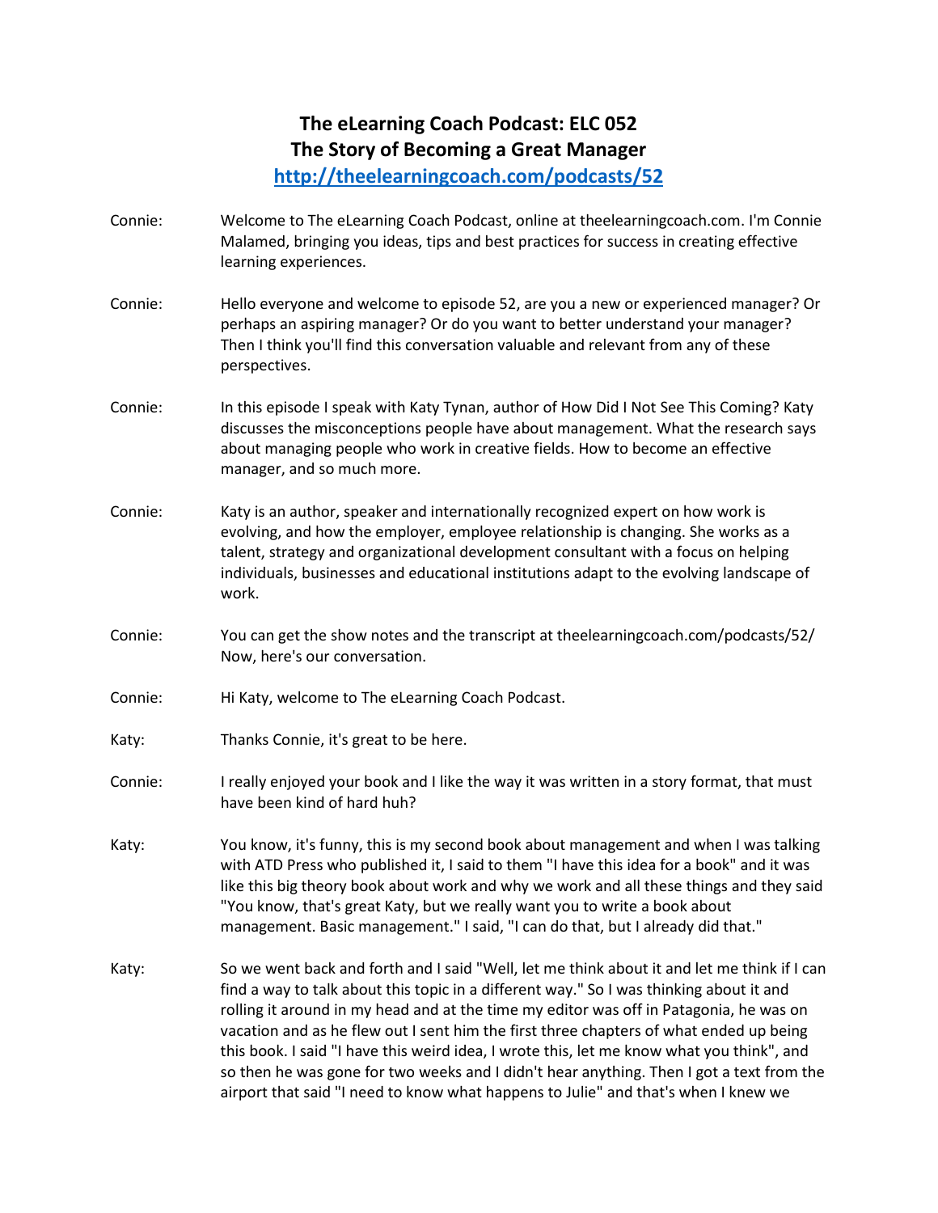# The eLearning Coach Podcast: ELC 052
# The Story of Becoming a Great Manager
## http://theelearningcoach.com/podcasts/52

Connie: Welcome to The eLearning Coach Podcast, online at theelearningcoach.com. I'm Connie Malamed, bringing you ideas, tips and best practices for success in creating effective learning experiences.

Connie: Hello everyone and welcome to episode 52, are you a new or experienced manager? Or perhaps an aspiring manager? Or do you want to better understand your manager? Then I think you'll find this conversation valuable and relevant from any of these perspectives.

Connie: In this episode I speak with Katy Tynan, author of How Did I Not See This Coming? Katy discusses the misconceptions people have about management. What the research says about managing people who work in creative fields. How to become an effective manager, and so much more.

Connie: Katy is an author, speaker and internationally recognized expert on how work is evolving, and how the employer, employee relationship is changing. She works as a talent, strategy and organizational development consultant with a focus on helping individuals, businesses and educational institutions adapt to the evolving landscape of work.

Connie: You can get the show notes and the transcript at theelearningcoach.com/podcasts/52/ Now, here's our conversation.

Connie: Hi Katy, welcome to The eLearning Coach Podcast.

Katy: Thanks Connie, it's great to be here.

Connie: I really enjoyed your book and I like the way it was written in a story format, that must have been kind of hard huh?

Katy: You know, it's funny, this is my second book about management and when I was talking with ATD Press who published it, I said to them "I have this idea for a book" and it was like this big theory book about work and why we work and all these things and they said "You know, that's great Katy, but we really want you to write a book about management. Basic management." I said, "I can do that, but I already did that."

Katy: So we went back and forth and I said "Well, let me think about it and let me think if I can find a way to talk about this topic in a different way." So I was thinking about it and rolling it around in my head and at the time my editor was off in Patagonia, he was on vacation and as he flew out I sent him the first three chapters of what ended up being this book. I said "I have this weird idea, I wrote this, let me know what you think", and so then he was gone for two weeks and I didn't hear anything. Then I got a text from the airport that said "I need to know what happens to Julie" and that's when I knew we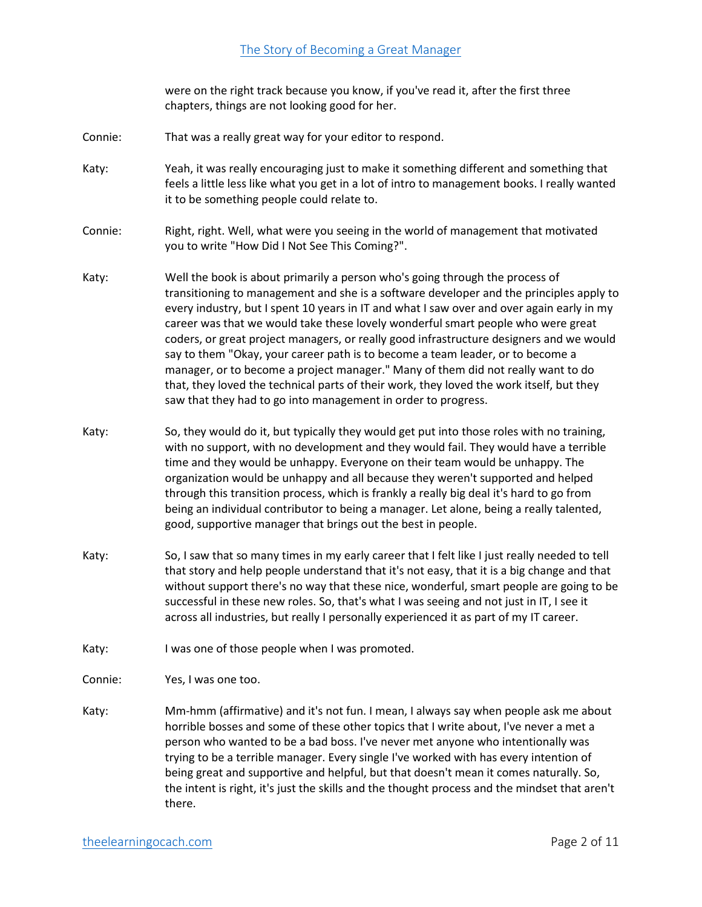were on the right track because you know, if you've read it, after the first three chapters, things are not looking good for her.

Connie: That was a really great way for your editor to respond.

Katy: Yeah, it was really encouraging just to make it something different and something that feels a little less like what you get in a lot of intro to management books. I really wanted it to be something people could relate to.

Connie: Right, right. Well, what were you seeing in the world of management that motivated you to write "How Did I Not See This Coming?".

Katy: Well the book is about primarily a person who's going through the process of transitioning to management and she is a software developer and the principles apply to every industry, but I spent 10 years in IT and what I saw over and over again early in my career was that we would take these lovely wonderful smart people who were great coders, or great project managers, or really good infrastructure designers and we would say to them "Okay, your career path is to become a team leader, or to become a manager, or to become a project manager." Many of them did not really want to do that, they loved the technical parts of their work, they loved the work itself, but they saw that they had to go into management in order to progress.

Katy: So, they would do it, but typically they would get put into those roles with no training, with no support, with no development and they would fail. They would have a terrible time and they would be unhappy. Everyone on their team would be unhappy. The organization would be unhappy and all because they weren't supported and helped through this transition process, which is frankly a really big deal it's hard to go from being an individual contributor to being a manager. Let alone, being a really talented, good, supportive manager that brings out the best in people.

Katy: So, I saw that so many times in my early career that I felt like I just really needed to tell that story and help people understand that it's not easy, that it is a big change and that without support there's no way that these nice, wonderful, smart people are going to be successful in these new roles. So, that's what I was seeing and not just in IT, I see it across all industries, but really I personally experienced it as part of my IT career.

Katy: I was one of those people when I was promoted.

Connie: Yes, I was one too.

Katy: Mm-hmm (affirmative) and it's not fun. I mean, I always say when people ask me about horrible bosses and some of these other topics that I write about, I've never a met a person who wanted to be a bad boss. I've never met anyone who intentionally was trying to be a terrible manager. Every single I've worked with has every intention of being great and supportive and helpful, but that doesn't mean it comes naturally. So, the intent is right, it's just the skills and the thought process and the mindset that aren't there.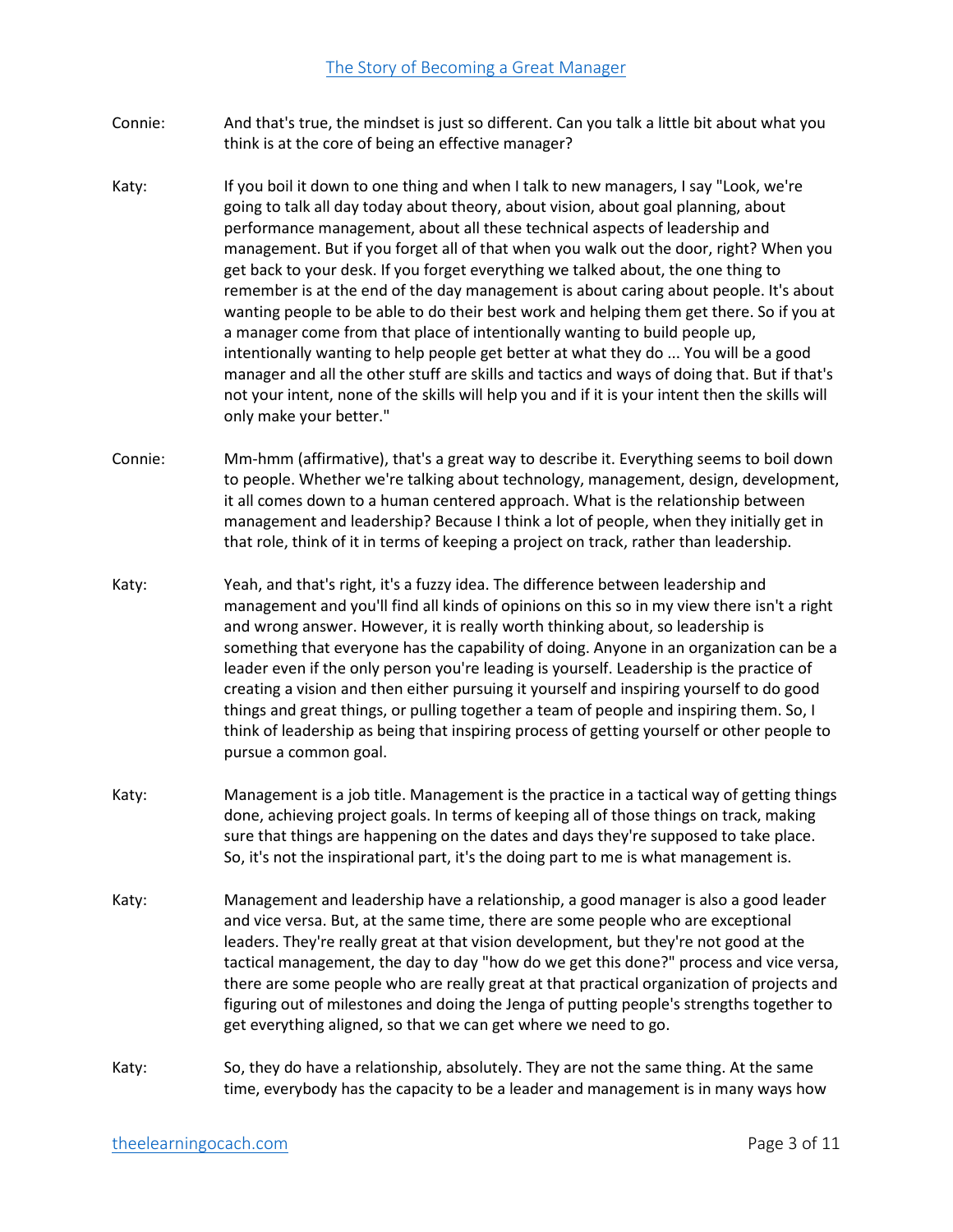Connie: And that's true, the mindset is just so different. Can you talk a little bit about what you think is at the core of being an effective manager?

Katy: If you boil it down to one thing and when I talk to new managers, I say "Look, we're going to talk all day today about theory, about vision, about goal planning, about performance management, about all these technical aspects of leadership and management. But if you forget all of that when you walk out the door, right? When you get back to your desk. If you forget everything we talked about, the one thing to remember is at the end of the day management is about caring about people. It's about wanting people to be able to do their best work and helping them get there. So if you at a manager come from that place of intentionally wanting to build people up, intentionally wanting to help people get better at what they do ... You will be a good manager and all the other stuff are skills and tactics and ways of doing that. But if that's not your intent, none of the skills will help you and if it is your intent then the skills will only make your better."

Connie: Mm-hmm (affirmative), that's a great way to describe it. Everything seems to boil down to people. Whether we're talking about technology, management, design, development, it all comes down to a human centered approach. What is the relationship between management and leadership? Because I think a lot of people, when they initially get in that role, think of it in terms of keeping a project on track, rather than leadership.

Katy: Yeah, and that's right, it's a fuzzy idea. The difference between leadership and management and you'll find all kinds of opinions on this so in my view there isn't a right and wrong answer. However, it is really worth thinking about, so leadership is something that everyone has the capability of doing. Anyone in an organization can be a leader even if the only person you're leading is yourself. Leadership is the practice of creating a vision and then either pursuing it yourself and inspiring yourself to do good things and great things, or pulling together a team of people and inspiring them. So, I think of leadership as being that inspiring process of getting yourself or other people to pursue a common goal.

Katy: Management is a job title. Management is the practice in a tactical way of getting things done, achieving project goals. In terms of keeping all of those things on track, making sure that things are happening on the dates and days they're supposed to take place. So, it's not the inspirational part, it's the doing part to me is what management is.

Katy: Management and leadership have a relationship, a good manager is also a good leader and vice versa. But, at the same time, there are some people who are exceptional leaders. They're really great at that vision development, but they're not good at the tactical management, the day to day "how do we get this done?" process and vice versa, there are some people who are really great at that practical organization of projects and figuring out of milestones and doing the Jenga of putting people's strengths together to get everything aligned, so that we can get where we need to go.

Katy: So, they do have a relationship, absolutely. They are not the same thing. At the same time, everybody has the capacity to be a leader and management is in many ways how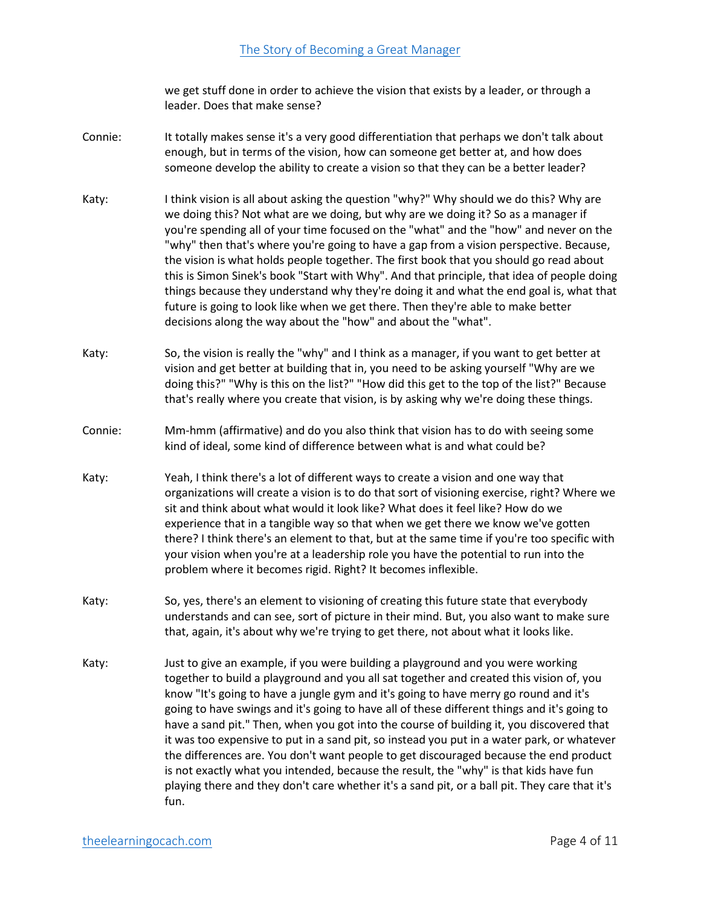we get stuff done in order to achieve the vision that exists by a leader, or through a leader. Does that make sense?

Connie: It totally makes sense it's a very good differentiation that perhaps we don't talk about enough, but in terms of the vision, how can someone get better at, and how does someone develop the ability to create a vision so that they can be a better leader?

Katy: I think vision is all about asking the question "why?" Why should we do this? Why are we doing this? Not what are we doing, but why are we doing it? So as a manager if you're spending all of your time focused on the "what" and the "how" and never on the "why" then that's where you're going to have a gap from a vision perspective. Because, the vision is what holds people together. The first book that you should go read about this is Simon Sinek's book "Start with Why". And that principle, that idea of people doing things because they understand why they're doing it and what the end goal is, what that future is going to look like when we get there. Then they're able to make better decisions along the way about the "how" and about the "what".

Katy: So, the vision is really the "why" and I think as a manager, if you want to get better at vision and get better at building that in, you need to be asking yourself "Why are we doing this?" "Why is this on the list?" "How did this get to the top of the list?" Because that's really where you create that vision, is by asking why we're doing these things.

Connie: Mm-hmm (affirmative) and do you also think that vision has to do with seeing some kind of ideal, some kind of difference between what is and what could be?

Katy: Yeah, I think there's a lot of different ways to create a vision and one way that organizations will create a vision is to do that sort of visioning exercise, right? Where we sit and think about what would it look like? What does it feel like? How do we experience that in a tangible way so that when we get there we know we've gotten there? I think there's an element to that, but at the same time if you're too specific with your vision when you're at a leadership role you have the potential to run into the problem where it becomes rigid. Right? It becomes inflexible.

Katy: So, yes, there's an element to visioning of creating this future state that everybody understands and can see, sort of picture in their mind. But, you also want to make sure that, again, it's about why we're trying to get there, not about what it looks like.

Katy: Just to give an example, if you were building a playground and you were working together to build a playground and you all sat together and created this vision of, you know "It's going to have a jungle gym and it's going to have merry go round and it's going to have swings and it's going to have all of these different things and it's going to have a sand pit." Then, when you got into the course of building it, you discovered that it was too expensive to put in a sand pit, so instead you put in a water park, or whatever the differences are. You don't want people to get discouraged because the end product is not exactly what you intended, because the result, the "why" is that kids have fun playing there and they don't care whether it's a sand pit, or a ball pit. They care that it's fun.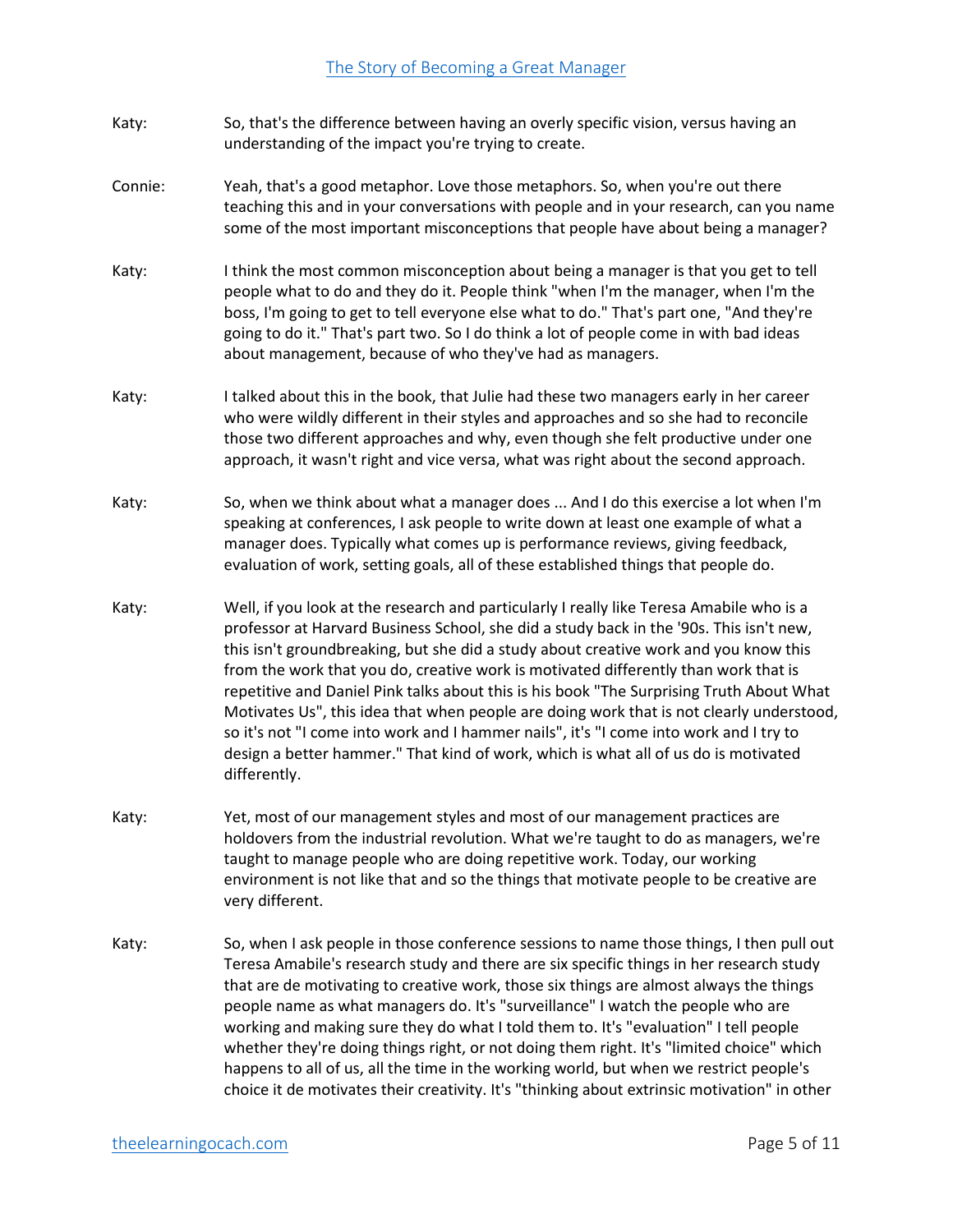Katy: So, that's the difference between having an overly specific vision, versus having an understanding of the impact you're trying to create.

Connie: Yeah, that's a good metaphor. Love those metaphors. So, when you're out there teaching this and in your conversations with people and in your research, can you name some of the most important misconceptions that people have about being a manager?

Katy: I think the most common misconception about being a manager is that you get to tell people what to do and they do it. People think "when I'm the manager, when I'm the boss, I'm going to get to tell everyone else what to do." That's part one, "And they're going to do it." That's part two. So I do think a lot of people come in with bad ideas about management, because of who they've had as managers.

Katy: I talked about this in the book, that Julie had these two managers early in her career who were wildly different in their styles and approaches and so she had to reconcile those two different approaches and why, even though she felt productive under one approach, it wasn't right and vice versa, what was right about the second approach.

Katy: So, when we think about what a manager does ... And I do this exercise a lot when I'm speaking at conferences, I ask people to write down at least one example of what a manager does. Typically what comes up is performance reviews, giving feedback, evaluation of work, setting goals, all of these established things that people do.

Katy: Well, if you look at the research and particularly I really like Teresa Amabile who is a professor at Harvard Business School, she did a study back in the '90s. This isn't new, this isn't groundbreaking, but she did a study about creative work and you know this from the work that you do, creative work is motivated differently than work that is repetitive and Daniel Pink talks about this is his book "The Surprising Truth About What Motivates Us", this idea that when people are doing work that is not clearly understood, so it's not "I come into work and I hammer nails", it's "I come into work and I try to design a better hammer." That kind of work, which is what all of us do is motivated differently.

Katy: Yet, most of our management styles and most of our management practices are holdovers from the industrial revolution. What we're taught to do as managers, we're taught to manage people who are doing repetitive work. Today, our working environment is not like that and so the things that motivate people to be creative are very different.

Katy: So, when I ask people in those conference sessions to name those things, I then pull out Teresa Amabile's research study and there are six specific things in her research study that are de motivating to creative work, those six things are almost always the things people name as what managers do. It's "surveillance" I watch the people who are working and making sure they do what I told them to. It's "evaluation" I tell people whether they're doing things right, or not doing them right. It's "limited choice" which happens to all of us, all the time in the working world, but when we restrict people's choice it de motivates their creativity. It's "thinking about extrinsic motivation" in other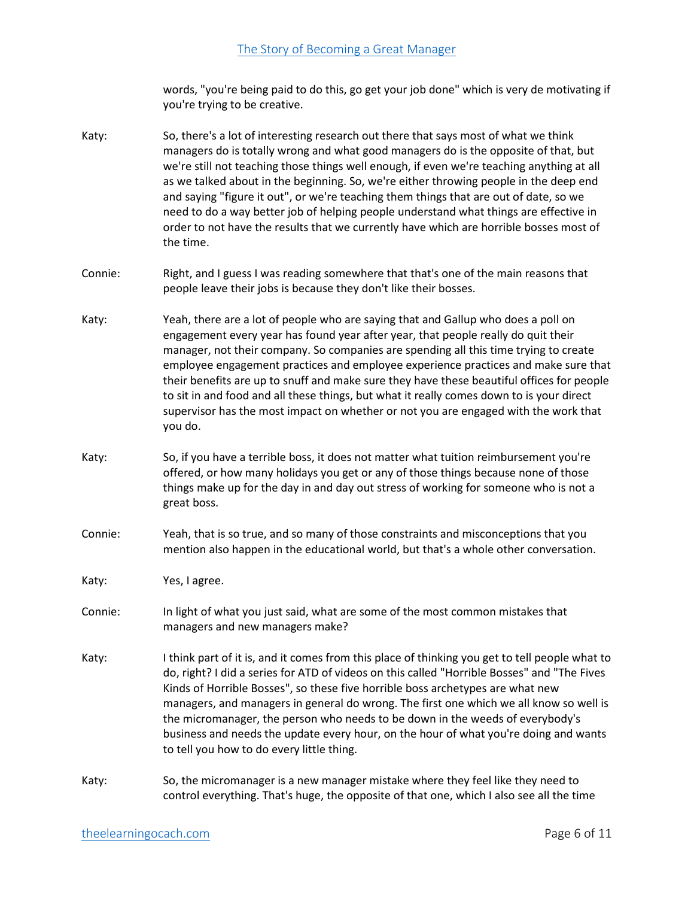words, "you're being paid to do this, go get your job done" which is very de motivating if you're trying to be creative.

**Katy:** So, there's a lot of interesting research out there that says most of what we think managers do is totally wrong and what good managers do is the opposite of that, but we're still not teaching those things well enough, if even we're teaching anything at all as we talked about in the beginning. So, we're either throwing people in the deep end and saying "figure it out", or we're teaching them things that are out of date, so we need to do a way better job of helping people understand what things are effective in order to not have the results that we currently have which are horrible bosses most of the time.

**Connie:** Right, and I guess I was reading somewhere that that's one of the main reasons that people leave their jobs is because they don't like their bosses.

**Katy:** Yeah, there are a lot of people who are saying that and Gallup who does a poll on engagement every year has found year after year, that people really do quit their manager, not their company. So companies are spending all this time trying to create employee engagement practices and employee experience practices and make sure that their benefits are up to snuff and make sure they have these beautiful offices for people to sit in and food and all these things, but what it really comes down to is your direct supervisor has the most impact on whether or not you are engaged with the work that you do.

**Katy:** So, if you have a terrible boss, it does not matter what tuition reimbursement you're offered, or how many holidays you get or any of those things because none of those things make up for the day in and day out stress of working for someone who is not a great boss.

**Connie:** Yeah, that is so true, and so many of those constraints and misconceptions that you mention also happen in the educational world, but that's a whole other conversation.

**Katy:** Yes, I agree.

**Connie:** In light of what you just said, what are some of the most common mistakes that managers and new managers make?

**Katy:** I think part of it is, and it comes from this place of thinking you get to tell people what to do, right? I did a series for ATD of videos on this called "Horrible Bosses" and "The Fives Kinds of Horrible Bosses", so these five horrible boss archetypes are what new managers, and managers in general do wrong. The first one which we all know so well is the micromanager, the person who needs to be down in the weeds of everybody's business and needs the update every hour, on the hour of what you're doing and wants to tell you how to do every little thing.

**Katy:** So, the micromanager is a new manager mistake where they feel like they need to control everything. That's huge, the opposite of that one, which I also see all the time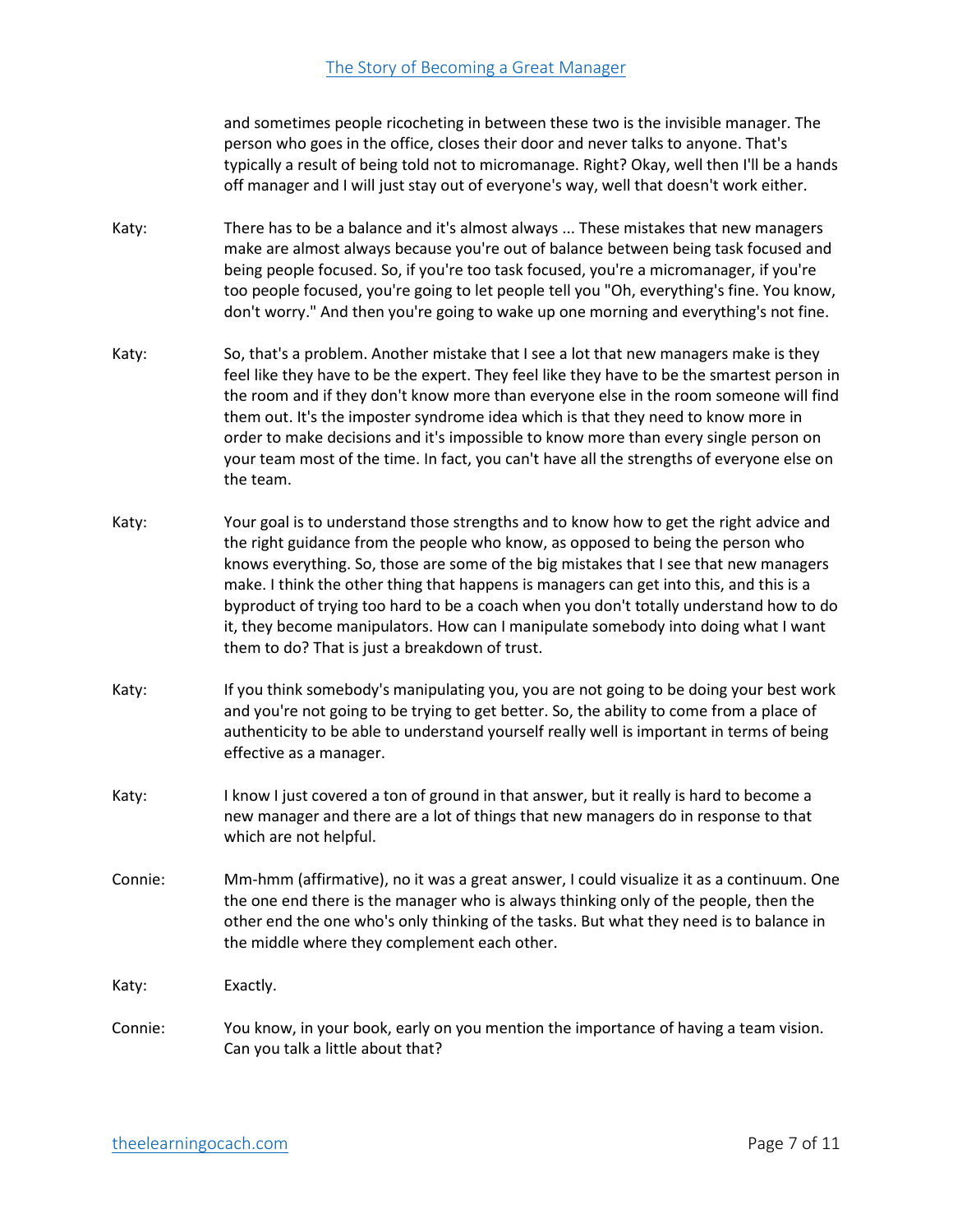and sometimes people ricocheting in between these two is the invisible manager. The person who goes in the office, closes their door and never talks to anyone. That's typically a result of being told not to micromanage. Right? Okay, well then I'll be a hands off manager and I will just stay out of everyone's way, well that doesn't work either.

Katy: There has to be a balance and it's almost always ... These mistakes that new managers make are almost always because you're out of balance between being task focused and being people focused. So, if you're too task focused, you're a micromanager, if you're too people focused, you're going to let people tell you "Oh, everything's fine. You know, don't worry." And then you're going to wake up one morning and everything's not fine.

Katy: So, that's a problem. Another mistake that I see a lot that new managers make is they feel like they have to be the expert. They feel like they have to be the smartest person in the room and if they don't know more than everyone else in the room someone will find them out. It's the imposter syndrome idea which is that they need to know more in order to make decisions and it's impossible to know more than every single person on your team most of the time. In fact, you can't have all the strengths of everyone else on the team.

Katy: Your goal is to understand those strengths and to know how to get the right advice and the right guidance from the people who know, as opposed to being the person who knows everything. So, those are some of the big mistakes that I see that new managers make. I think the other thing that happens is managers can get into this, and this is a byproduct of trying too hard to be a coach when you don't totally understand how to do it, they become manipulators. How can I manipulate somebody into doing what I want them to do? That is just a breakdown of trust.

Katy: If you think somebody's manipulating you, you are not going to be doing your best work and you're not going to be trying to get better. So, the ability to come from a place of authenticity to be able to understand yourself really well is important in terms of being effective as a manager.

Katy: I know I just covered a ton of ground in that answer, but it really is hard to become a new manager and there are a lot of things that new managers do in response to that which are not helpful.

Connie: Mm-hmm (affirmative), no it was a great answer, I could visualize it as a continuum. One the one end there is the manager who is always thinking only of the people, then the other end the one who's only thinking of the tasks. But what they need is to balance in the middle where they complement each other.

Katy: Exactly.

Connie: You know, in your book, early on you mention the importance of having a team vision. Can you talk a little about that?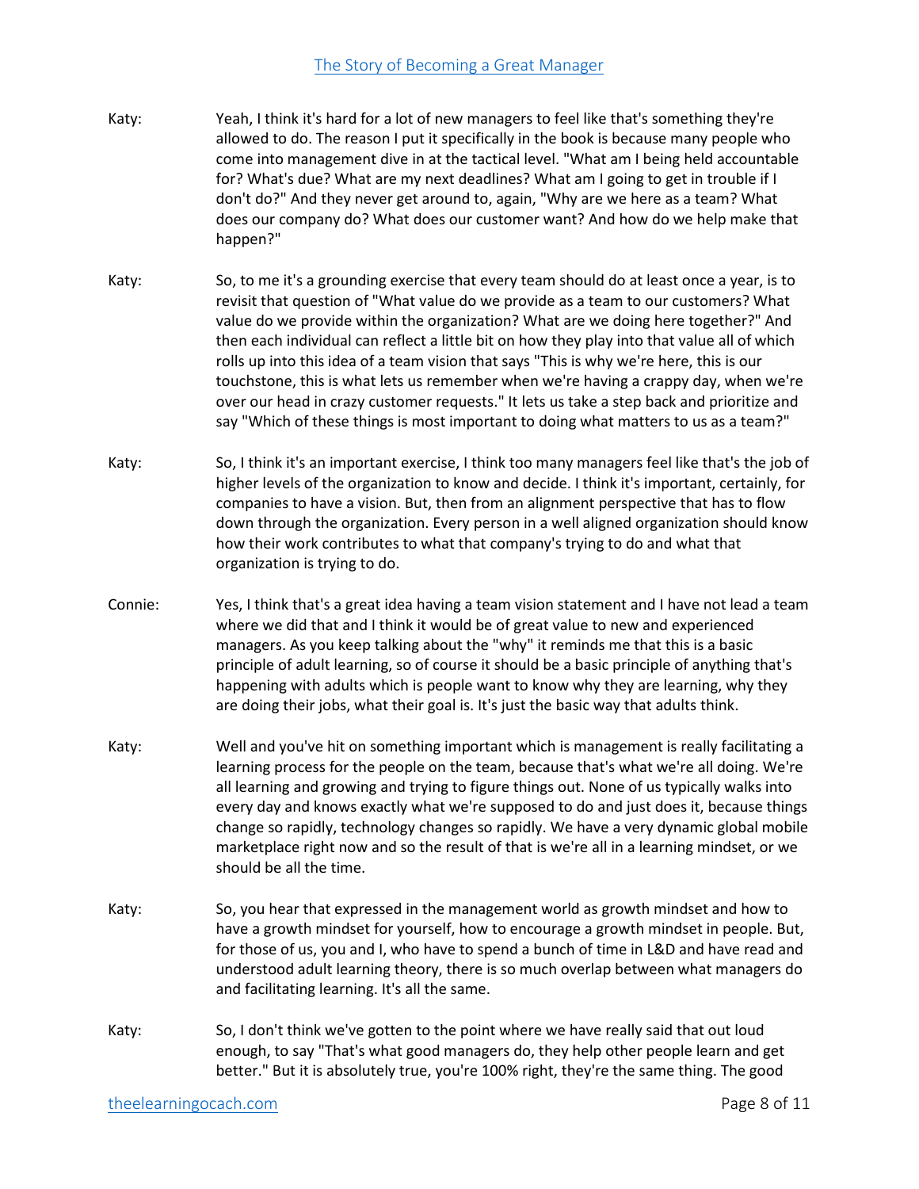Katy: Yeah, I think it's hard for a lot of new managers to feel like that's something they're allowed to do. The reason I put it specifically in the book is because many people who come into management dive in at the tactical level. "What am I being held accountable for? What's due? What are my next deadlines? What am I going to get in trouble if I don't do?" And they never get around to, again, "Why are we here as a team? What does our company do? What does our customer want? And how do we help make that happen?"

Katy: So, to me it's a grounding exercise that every team should do at least once a year, is to revisit that question of "What value do we provide as a team to our customers? What value do we provide within the organization? What are we doing here together?" And then each individual can reflect a little bit on how they play into that value all of which rolls up into this idea of a team vision that says "This is why we're here, this is our touchstone, this is what lets us remember when we're having a crappy day, when we're over our head in crazy customer requests." It lets us take a step back and prioritize and say "Which of these things is most important to doing what matters to us as a team?"

Katy: So, I think it's an important exercise, I think too many managers feel like that's the job of higher levels of the organization to know and decide. I think it's important, certainly, for companies to have a vision. But, then from an alignment perspective that has to flow down through the organization. Every person in a well aligned organization should know how their work contributes to what that company's trying to do and what that organization is trying to do.

Connie: Yes, I think that's a great idea having a team vision statement and I have not lead a team where we did that and I think it would be of great value to new and experienced managers. As you keep talking about the "why" it reminds me that this is a basic principle of adult learning, so of course it should be a basic principle of anything that's happening with adults which is people want to know why they are learning, why they are doing their jobs, what their goal is. It's just the basic way that adults think.

Katy: Well and you've hit on something important which is management is really facilitating a learning process for the people on the team, because that's what we're all doing. We're all learning and growing and trying to figure things out. None of us typically walks into every day and knows exactly what we're supposed to do and just does it, because things change so rapidly, technology changes so rapidly. We have a very dynamic global mobile marketplace right now and so the result of that is we're all in a learning mindset, or we should be all the time.

Katy: So, you hear that expressed in the management world as growth mindset and how to have a growth mindset for yourself, how to encourage a growth mindset in people. But, for those of us, you and I, who have to spend a bunch of time in L&D and have read and understood adult learning theory, there is so much overlap between what managers do and facilitating learning. It's all the same.

Katy: So, I don't think we've gotten to the point where we have really said that out loud enough, to say "That's what good managers do, they help other people learn and get better." But it is absolutely true, you're 100% right, they're the same thing. The good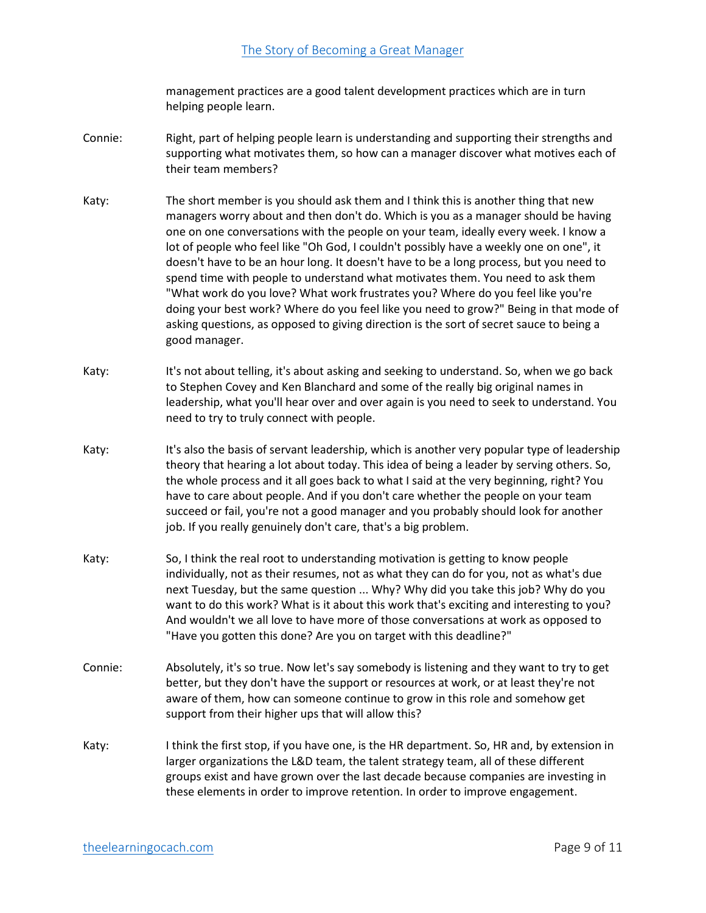management practices are a good talent development practices which are in turn helping people learn.

Connie: Right, part of helping people learn is understanding and supporting their strengths and supporting what motivates them, so how can a manager discover what motives each of their team members?

Katy: The short member is you should ask them and I think this is another thing that new managers worry about and then don't do. Which is you as a manager should be having one on one conversations with the people on your team, ideally every week. I know a lot of people who feel like "Oh God, I couldn't possibly have a weekly one on one", it doesn't have to be an hour long. It doesn't have to be a long process, but you need to spend time with people to understand what motivates them. You need to ask them "What work do you love? What work frustrates you? Where do you feel like you're doing your best work? Where do you feel like you need to grow?" Being in that mode of asking questions, as opposed to giving direction is the sort of secret sauce to being a good manager.

Katy: It's not about telling, it's about asking and seeking to understand. So, when we go back to Stephen Covey and Ken Blanchard and some of the really big original names in leadership, what you'll hear over and over again is you need to seek to understand. You need to try to truly connect with people.

Katy: It's also the basis of servant leadership, which is another very popular type of leadership theory that hearing a lot about today. This idea of being a leader by serving others. So, the whole process and it all goes back to what I said at the very beginning, right? You have to care about people. And if you don't care whether the people on your team succeed or fail, you're not a good manager and you probably should look for another job. If you really genuinely don't care, that's a big problem.

Katy: So, I think the real root to understanding motivation is getting to know people individually, not as their resumes, not as what they can do for you, not as what's due next Tuesday, but the same question ... Why? Why did you take this job? Why do you want to do this work? What is it about this work that's exciting and interesting to you? And wouldn't we all love to have more of those conversations at work as opposed to "Have you gotten this done? Are you on target with this deadline?"

Connie: Absolutely, it's so true. Now let's say somebody is listening and they want to try to get better, but they don't have the support or resources at work, or at least they're not aware of them, how can someone continue to grow in this role and somehow get support from their higher ups that will allow this?

Katy: I think the first stop, if you have one, is the HR department. So, HR and, by extension in larger organizations the L&D team, the talent strategy team, all of these different groups exist and have grown over the last decade because companies are investing in these elements in order to improve retention. In order to improve engagement.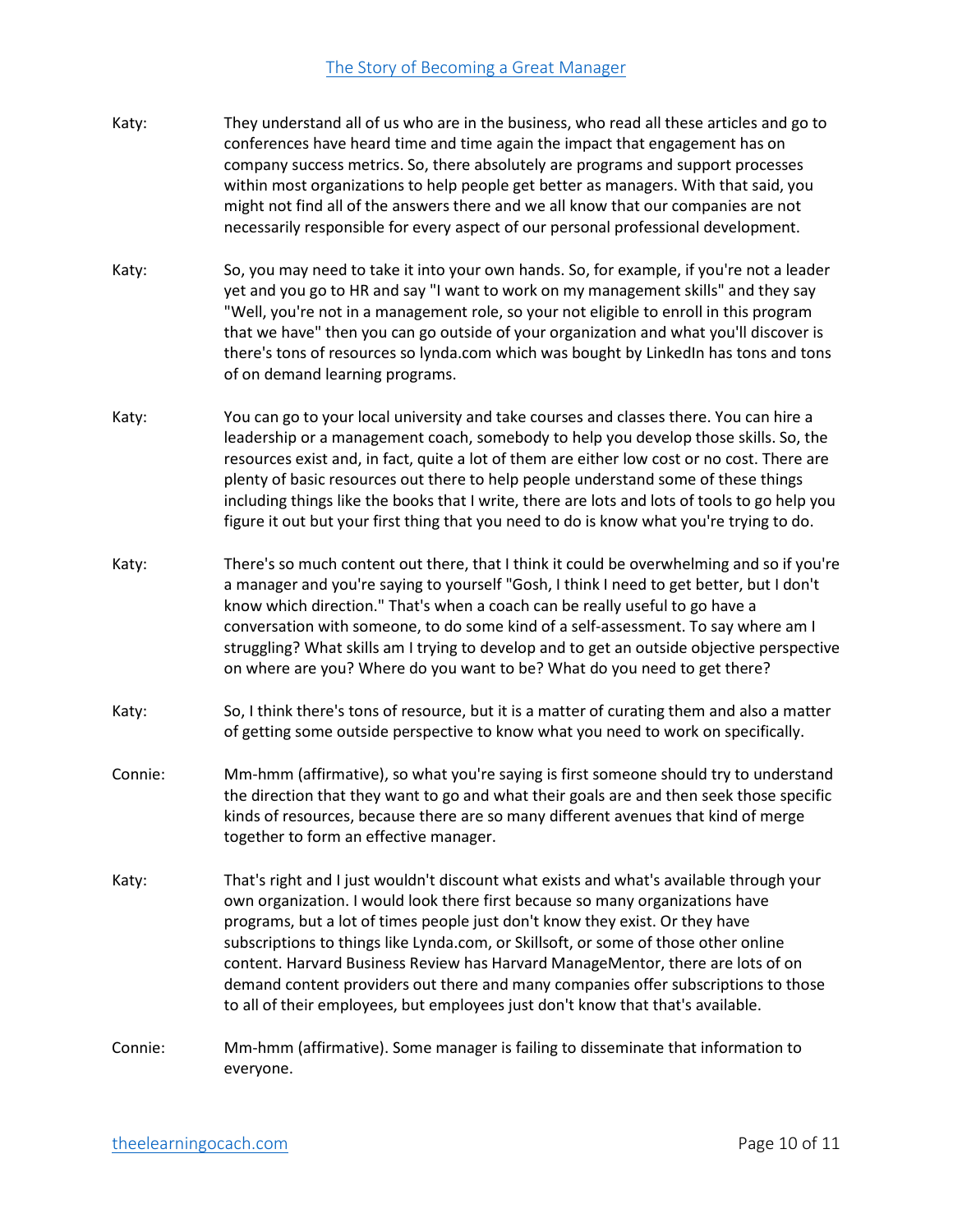Katy: They understand all of us who are in the business, who read all these articles and go to conferences have heard time and time again the impact that engagement has on company success metrics. So, there absolutely are programs and support processes within most organizations to help people get better as managers. With that said, you might not find all of the answers there and we all know that our companies are not necessarily responsible for every aspect of our personal professional development.

Katy: So, you may need to take it into your own hands. So, for example, if you're not a leader yet and you go to HR and say "I want to work on my management skills" and they say "Well, you're not in a management role, so your not eligible to enroll in this program that we have" then you can go outside of your organization and what you'll discover is there's tons of resources so lynda.com which was bought by LinkedIn has tons and tons of on demand learning programs.

Katy: You can go to your local university and take courses and classes there. You can hire a leadership or a management coach, somebody to help you develop those skills. So, the resources exist and, in fact, quite a lot of them are either low cost or no cost. There are plenty of basic resources out there to help people understand some of these things including things like the books that I write, there are lots and lots of tools to go help you figure it out but your first thing that you need to do is know what you're trying to do.

Katy: There's so much content out there, that I think it could be overwhelming and so if you're a manager and you're saying to yourself "Gosh, I think I need to get better, but I don't know which direction." That's when a coach can be really useful to go have a conversation with someone, to do some kind of a self-assessment. To say where am I struggling? What skills am I trying to develop and to get an outside objective perspective on where are you? Where do you want to be? What do you need to get there?

Katy: So, I think there's tons of resource, but it is a matter of curating them and also a matter of getting some outside perspective to know what you need to work on specifically.

Connie: Mm-hmm (affirmative), so what you're saying is first someone should try to understand the direction that they want to go and what their goals are and then seek those specific kinds of resources, because there are so many different avenues that kind of merge together to form an effective manager.

Katy: That's right and I just wouldn't discount what exists and what's available through your own organization. I would look there first because so many organizations have programs, but a lot of times people just don't know they exist. Or they have subscriptions to things like Lynda.com, or Skillsoft, or some of those other online content. Harvard Business Review has Harvard ManageMentor, there are lots of on demand content providers out there and many companies offer subscriptions to those to all of their employees, but employees just don't know that that's available.

Connie: Mm-hmm (affirmative). Some manager is failing to disseminate that information to everyone.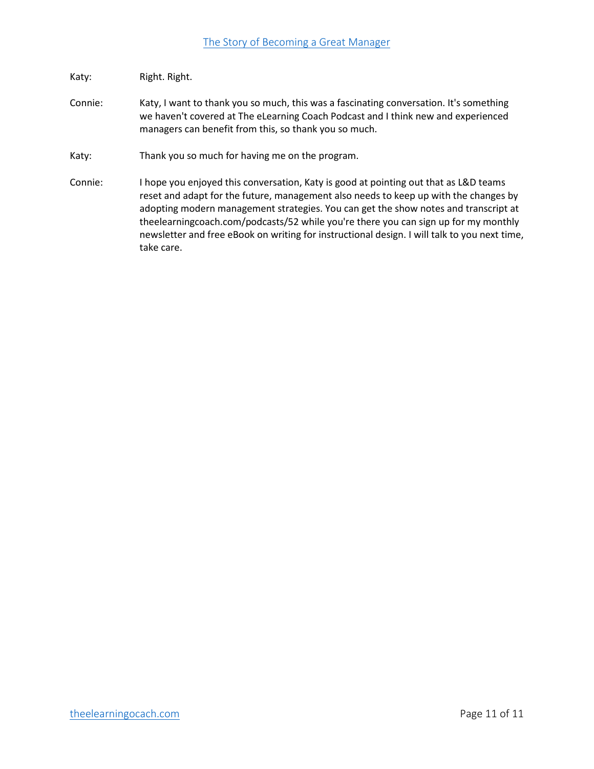Katy: Right. Right.

Connie: Katy, I want to thank you so much, this was a fascinating conversation. It's something we haven't covered at The eLearning Coach Podcast and I think new and experienced managers can benefit from this, so thank you so much.

Katy: Thank you so much for having me on the program.

Connie: I hope you enjoyed this conversation, Katy is good at pointing out that as L&D teams reset and adapt for the future, management also needs to keep up with the changes by adopting modern management strategies. You can get the show notes and transcript at theelearningcoach.com/podcasts/52 while you're there you can sign up for my monthly newsletter and free eBook on writing for instructional design. I will talk to you next time, take care.